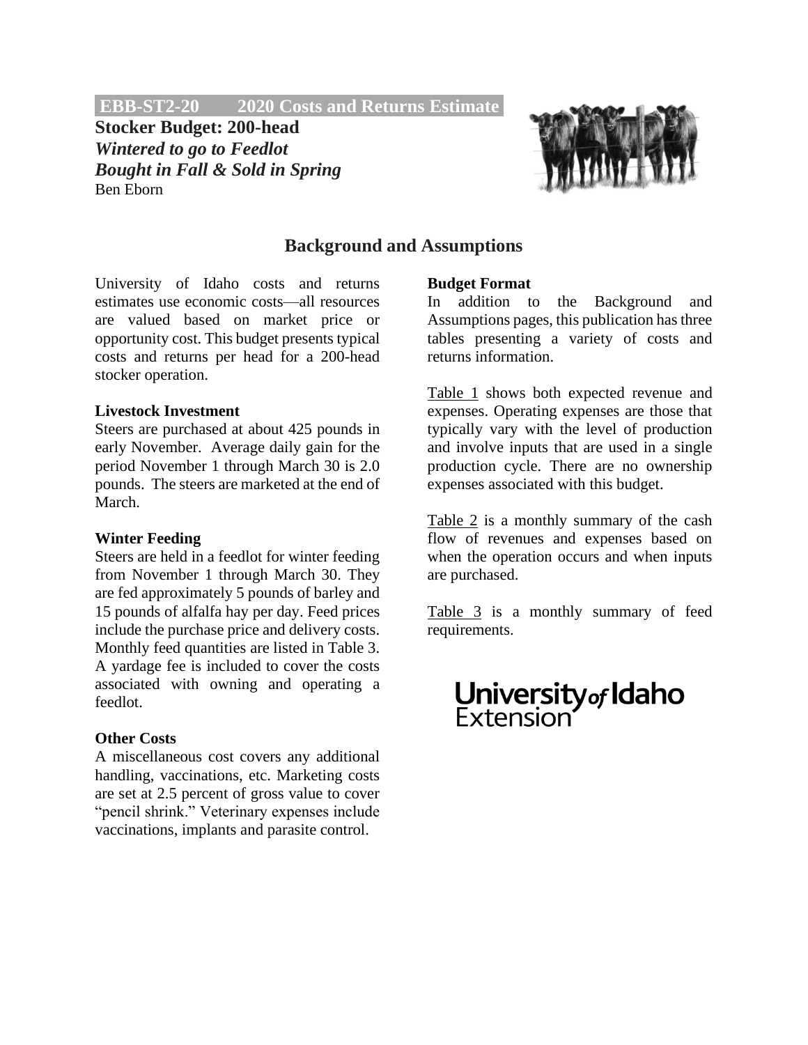**EBB-ST2-20 2020 Costs and Returns Estimate**

# Stocker Budget: 200-head

***Wintered to go to Feedlot***

***Bought in Fall & Sold in Spring***

Ben Eborn

## Background and Assumptions

University of Idaho costs and returns estimates use economic costs—all resources are valued based on market price or opportunity cost. This budget presents typical costs and returns per head for a 200-head stocker operation.

**Livestock Investment**

Steers are purchased at about 425 pounds in early November. Average daily gain for the period November 1 through March 30 is 2.0 pounds. The steers are marketed at the end of March.

**Winter Feeding**

Steers are held in a feedlot for winter feeding from November 1 through March 30. They are fed approximately 5 pounds of barley and 15 pounds of alfalfa hay per day. Feed prices include the purchase price and delivery costs. Monthly feed quantities are listed in Table 3. A yardage fee is included to cover the costs associated with owning and operating a feedlot.

**Other Costs**

A miscellaneous cost covers any additional handling, vaccinations, etc. Marketing costs are set at 2.5 percent of gross value to cover "pencil shrink." Veterinary expenses include vaccinations, implants and parasite control.

**Budget Format**

In addition to the Background and Assumptions pages, this publication has three tables presenting a variety of costs and returns information.

Table 1 shows both expected revenue and expenses. Operating expenses are those that typically vary with the level of production and involve inputs that are used in a single production cycle. There are no ownership expenses associated with this budget.

Table 2 is a monthly summary of the cash flow of revenues and expenses based on when the operation occurs and when inputs are purchased.

Table 3 is a monthly summary of feed requirements.

University of Idaho Extension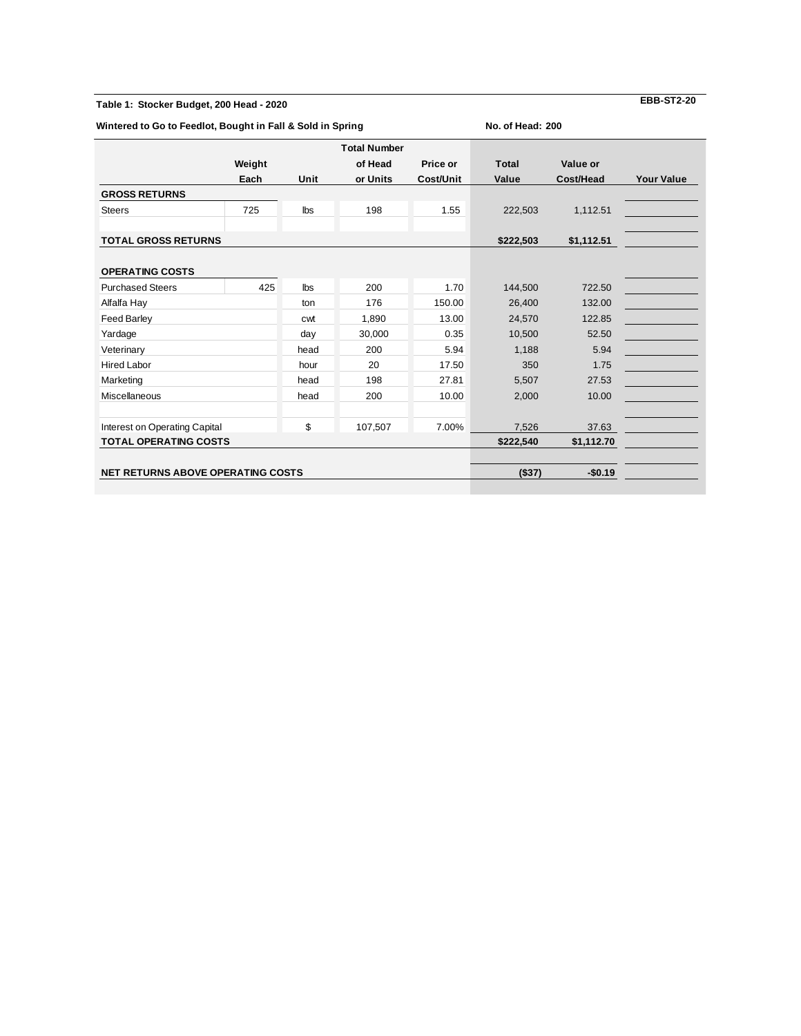**Table 1: Stocker Budget, 200 Head - 2020** EBB-ST2-20

**Wintered to Go to Feedlot, Bought in Fall & Sold in Spring** **No. of Head: 200**

| | Weight Each | Unit | Total Number of Head or Units | Price or Cost/Unit | Total Value | Value or Cost/Head | Your Value |
|---|---|---|---|---|---|---|---|
| **GROSS RETURNS** | | | | | | | |
| Steers | 725 | lbs | 198 | 1.55 | 222,503 | 1,112.51 | |
| | | | | | | | |
| **TOTAL GROSS RETURNS** | | | | | **$222,503** | **$1,112.51** | |
| | | | | | | | |
| **OPERATING COSTS** | | | | | | | |
| Purchased Steers | 425 | lbs | 200 | 1.70 | 144,500 | 722.50 | |
| Alfalfa Hay | | ton | 176 | 150.00 | 26,400 | 132.00 | |
| Feed Barley | | cwt | 1,890 | 13.00 | 24,570 | 122.85 | |
| Yardage | | day | 30,000 | 0.35 | 10,500 | 52.50 | |
| Veterinary | | head | 200 | 5.94 | 1,188 | 5.94 | |
| Hired Labor | | hour | 20 | 17.50 | 350 | 1.75 | |
| Marketing | | head | 198 | 27.81 | 5,507 | 27.53 | |
| Miscellaneous | | head | 200 | 10.00 | 2,000 | 10.00 | |
| | | | | | | | |
| Interest on Operating Capital | | $ | 107,507 | 7.00% | 7,526 | 37.63 | |
| **TOTAL OPERATING COSTS** | | | | | **$222,540** | **$1,112.70** | |
| | | | | | | | |
| **NET RETURNS ABOVE OPERATING COSTS** | | | | | **($37)** | **-$0.19** | |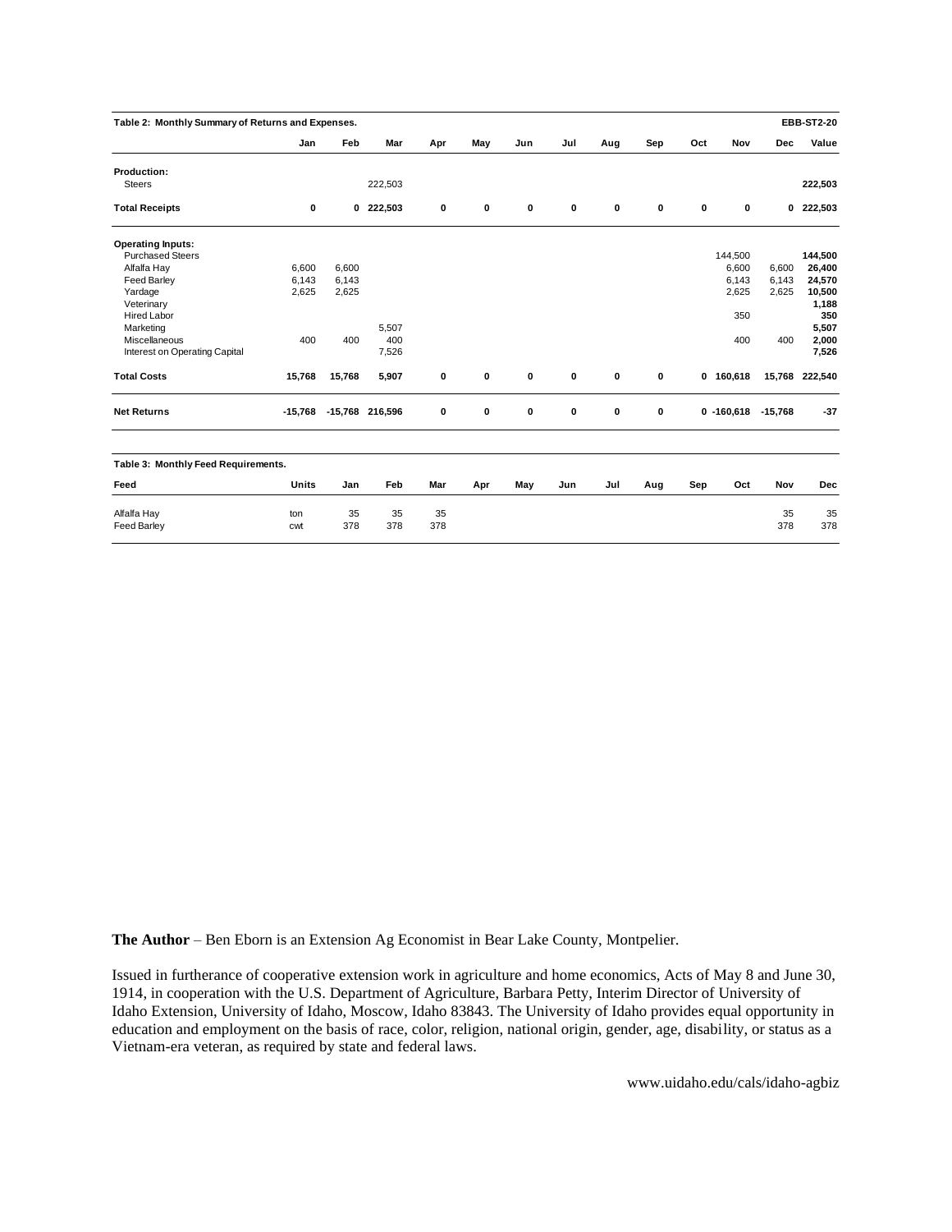**Table 2: Monthly Summary of Returns and Expenses.** **EBB-ST2-20**

| | Jan | Feb | Mar | Apr | May | Jun | Jul | Aug | Sep | Oct | Nov | Dec | Value |
|---|---|---|---|---|---|---|---|---|---|---|---|---|---|
| **Production:** | | | | | | | | | | | | | |
| Steers | | | 222,503 | | | | | | | | | | **222,503** |
| **Total Receipts** | **0** | **0** | **222,503** | **0** | **0** | **0** | **0** | **0** | **0** | **0** | **0** | **0** | **222,503** |
| **Operating Inputs:** | | | | | | | | | | | | | |
| Purchased Steers | | | | | | | | | | | 144,500 | | **144,500** |
| Alfalfa Hay | 6,600 | 6,600 | | | | | | | | | 6,600 | 6,600 | **26,400** |
| Feed Barley | 6,143 | 6,143 | | | | | | | | | 6,143 | 6,143 | **24,570** |
| Yardage | 2,625 | 2,625 | | | | | | | | | 2,625 | 2,625 | **10,500** |
| Veterinary | | | | | | | | | | | | | **1,188** |
| Hired Labor | | | | | | | | | | | 350 | | **350** |
| Marketing | | | 5,507 | | | | | | | | | | **5,507** |
| Miscellaneous | 400 | 400 | 400 | | | | | | | | 400 | 400 | **2,000** |
| Interest on Operating Capital | | | 7,526 | | | | | | | | | | **7,526** |
| **Total Costs** | **15,768** | **15,768** | **5,907** | **0** | **0** | **0** | **0** | **0** | **0** | **0** | **160,618** | **15,768** | **222,540** |
| **Net Returns** | **-15,768** | **-15,768** | **216,596** | **0** | **0** | **0** | **0** | **0** | **0** | **0** | **-160,618** | **-15,768** | **-37** |

**Table 3: Monthly Feed Requirements.**

| Feed | Units | Jan | Feb | Mar | Apr | May | Jun | Jul | Aug | Sep | Oct | Nov | Dec |
|---|---|---|---|---|---|---|---|---|---|---|---|---|---|
| Alfalfa Hay | ton | 35 | 35 | 35 | | | | | | | | 35 | 35 |
| Feed Barley | cwt | 378 | 378 | 378 | | | | | | | | 378 | 378 |

**The Author** – Ben Eborn is an Extension Ag Economist in Bear Lake County, Montpelier.

Issued in furtherance of cooperative extension work in agriculture and home economics, Acts of May 8 and June 30, 1914, in cooperation with the U.S. Department of Agriculture, Barbara Petty, Interim Director of University of Idaho Extension, University of Idaho, Moscow, Idaho 83843. The University of Idaho provides equal opportunity in education and employment on the basis of race, color, religion, national origin, gender, age, disability, or status as a Vietnam-era veteran, as required by state and federal laws.

www.uidaho.edu/cals/idaho-agbiz